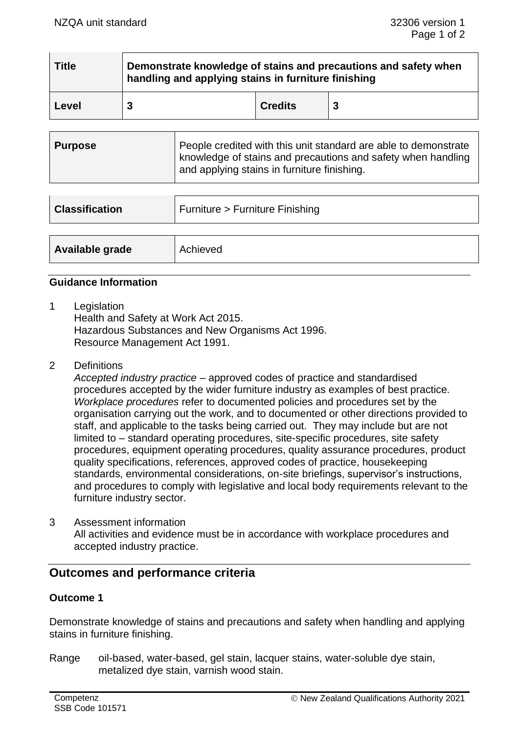| Title | Demonstrate knowledge of stains and precautions and safety when handling and applying stains in furniture finishing | | |
|---|---|---|---|
| Level | 3 | Credits | 3 |

| Purpose | People credited with this unit standard are able to demonstrate knowledge of stains and precautions and safety when handling and applying stains in furniture finishing. |
|---|---|

| Classification | Furniture > Furniture Finishing |
|---|---|

| Available grade | Achieved |
|---|---|

### Guidance Information

1 Legislation
Health and Safety at Work Act 2015.
Hazardous Substances and New Organisms Act 1996.
Resource Management Act 1991.

2 Definitions
*Accepted industry practice* – approved codes of practice and standardised procedures accepted by the wider furniture industry as examples of best practice.
*Workplace procedures* refer to documented policies and procedures set by the organisation carrying out the work, and to documented or other directions provided to staff, and applicable to the tasks being carried out. They may include but are not limited to – standard operating procedures, site-specific procedures, site safety procedures, equipment operating procedures, quality assurance procedures, product quality specifications, references, approved codes of practice, housekeeping standards, environmental considerations, on-site briefings, supervisor's instructions, and procedures to comply with legislative and local body requirements relevant to the furniture industry sector.

3 Assessment information
All activities and evidence must be in accordance with workplace procedures and accepted industry practice.

## Outcomes and performance criteria

### Outcome 1

Demonstrate knowledge of stains and precautions and safety when handling and applying stains in furniture finishing.

Range oil-based, water-based, gel stain, lacquer stains, water-soluble dye stain, metalized dye stain, varnish wood stain.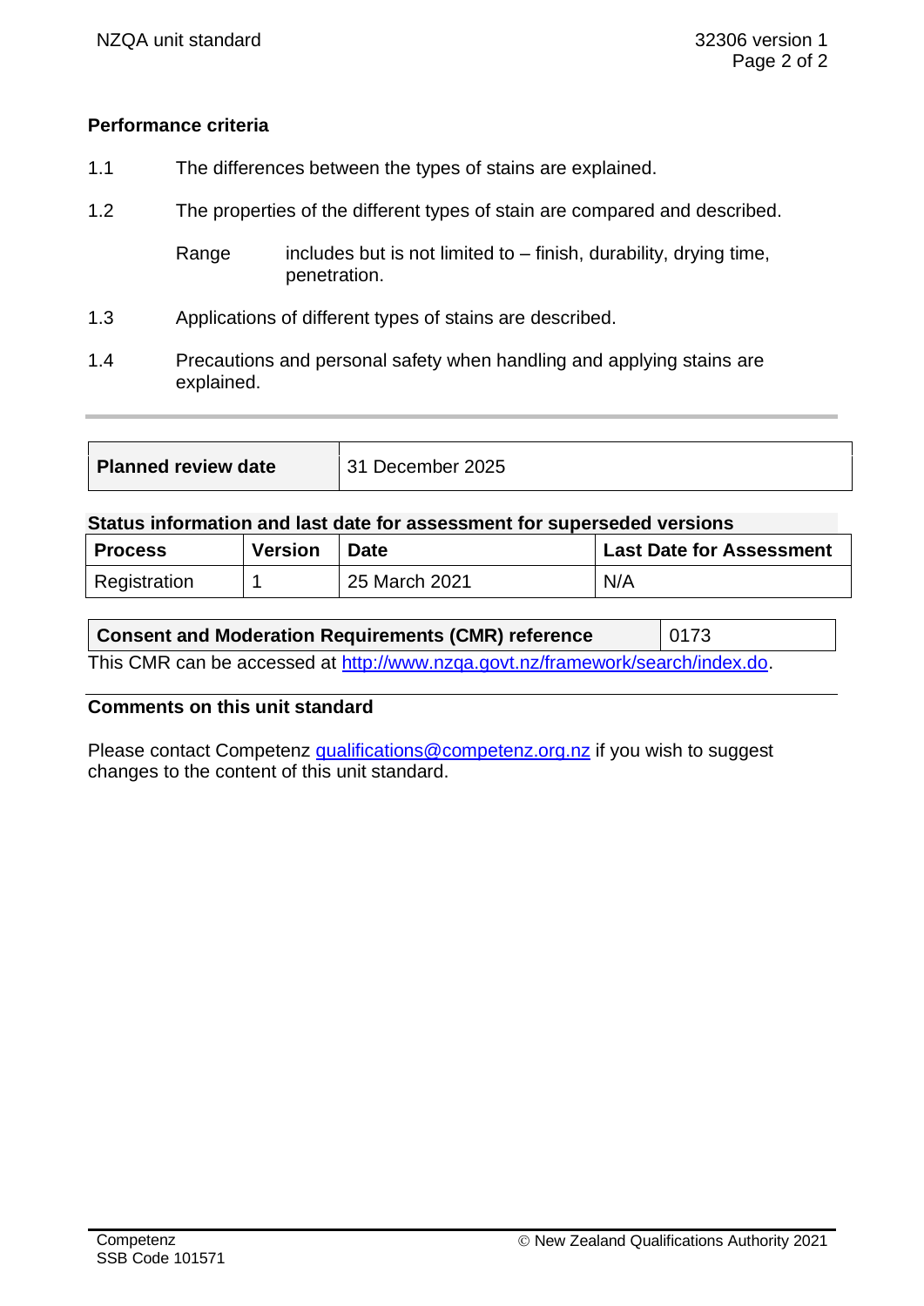**Performance criteria**

1.1 The differences between the types of stains are explained.

1.2 The properties of the different types of stain are compared and described.

Range includes but is not limited to – finish, durability, drying time, penetration.

1.3 Applications of different types of stains are described.

1.4 Precautions and personal safety when handling and applying stains are explained.

| | |
|---|---|
| **Planned review date** | 31 December 2025 |

**Status information and last date for assessment for superseded versions**

| Process | Version | Date | Last Date for Assessment |
|---|---|---|---|
| Registration | 1 | 25 March 2021 | N/A |

| | |
|---|---|
| **Consent and Moderation Requirements (CMR) reference** | 0173 |

This CMR can be accessed at http://www.nzqa.govt.nz/framework/search/index.do.

**Comments on this unit standard**

Please contact Competenz qualifications@competenz.org.nz if you wish to suggest changes to the content of this unit standard.